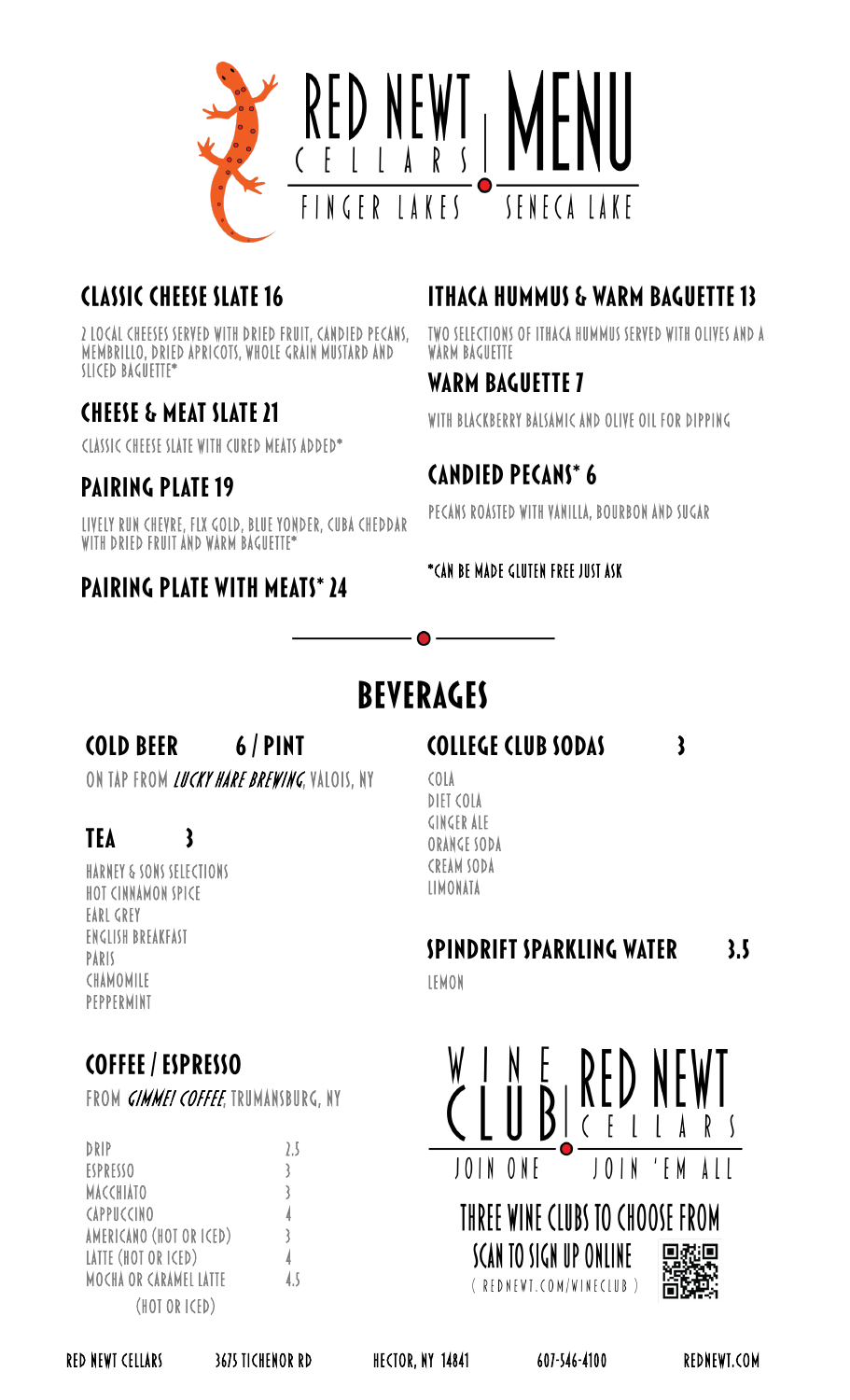# RED NEWT CELLARS | MENU

FINGER LAKES • SENECA LAKE

## CLASSIC CHEESE SLATE 16

2 LOCAL CHEESES SERVED WITH DRIED FRUIT, CANDIED PECANS, MEMBRILLO, DRIED APRICOTS, WHOLE GRAIN MUSTARD AND SLICED BAGUETTE*

## CHEESE & MEAT SLATE 21

CLASSIC CHEESE SLATE WITH CURED MEATS ADDED*

## PAIRING PLATE 19

LIVELY RUN CHEVRE, FLX GOLD, BLUE YONDER, CUBA CHEDDAR WITH DRIED FRUIT AND WARM BAGUETTE*

## PAIRING PLATE WITH MEATS* 24

## ITHACA HUMMUS & WARM BAGUETTE 13

TWO SELECTIONS OF ITHACA HUMMUS SERVED WITH OLIVES AND A WARM BAGUETTE

## WARM BAGUETTE 7

WITH BLACKBERRY BALSAMIC AND OLIVE OIL FOR DIPPING

## CANDIED PECANS* 6

PECANS ROASTED WITH VANILLA, BOURBON AND SUGAR

*CAN BE MADE GLUTEN FREE JUST ASK

# BEVERAGES

## COLD BEER 6 / PINT

ON TAP FROM *LUCKY HARE BREWING*, VALOIS, NY

## TEA 3

HARNEY & SONS SELECTIONS
HOT CINNAMON SPICE
EARL GREY
ENGLISH BREAKFAST
PARIS
CHAMOMILE
PEPPERMINT

## COFFEE / ESPRESSO

FROM *GIMME! COFFEE*, TRUMANSBURG, NY

| | |
|---|---|
| DRIP | 2.5 |
| ESPRESSO | 3 |
| MACCHIATO | 3 |
| CAPPUCCINO | 4 |
| AMERICANO (HOT OR ICED) | 3 |
| LATTE (HOT OR ICED) | 4 |
| MOCHA OR CARAMEL LATTE (HOT OR ICED) | 4.5 |

## COLLEGE CLUB SODAS 3

COLA
DIET COLA
GINGER ALE
ORANGE SODA
CREAM SODA
LIMONATA

## SPINDRIFT SPARKLING WATER 3.5

LEMON

## WINE CLUB | RED NEWT CELLARS

JOIN ONE • JOIN 'EM ALL

THREE WINE CLUBS TO CHOOSE FROM

SCAN TO SIGN UP ONLINE

( REDNEWT.COM/WINECLUB )

RED NEWT CELLARS 3675 TICHENOR RD HECTOR, NY 14841 607-546-4100 REDNEWT.COM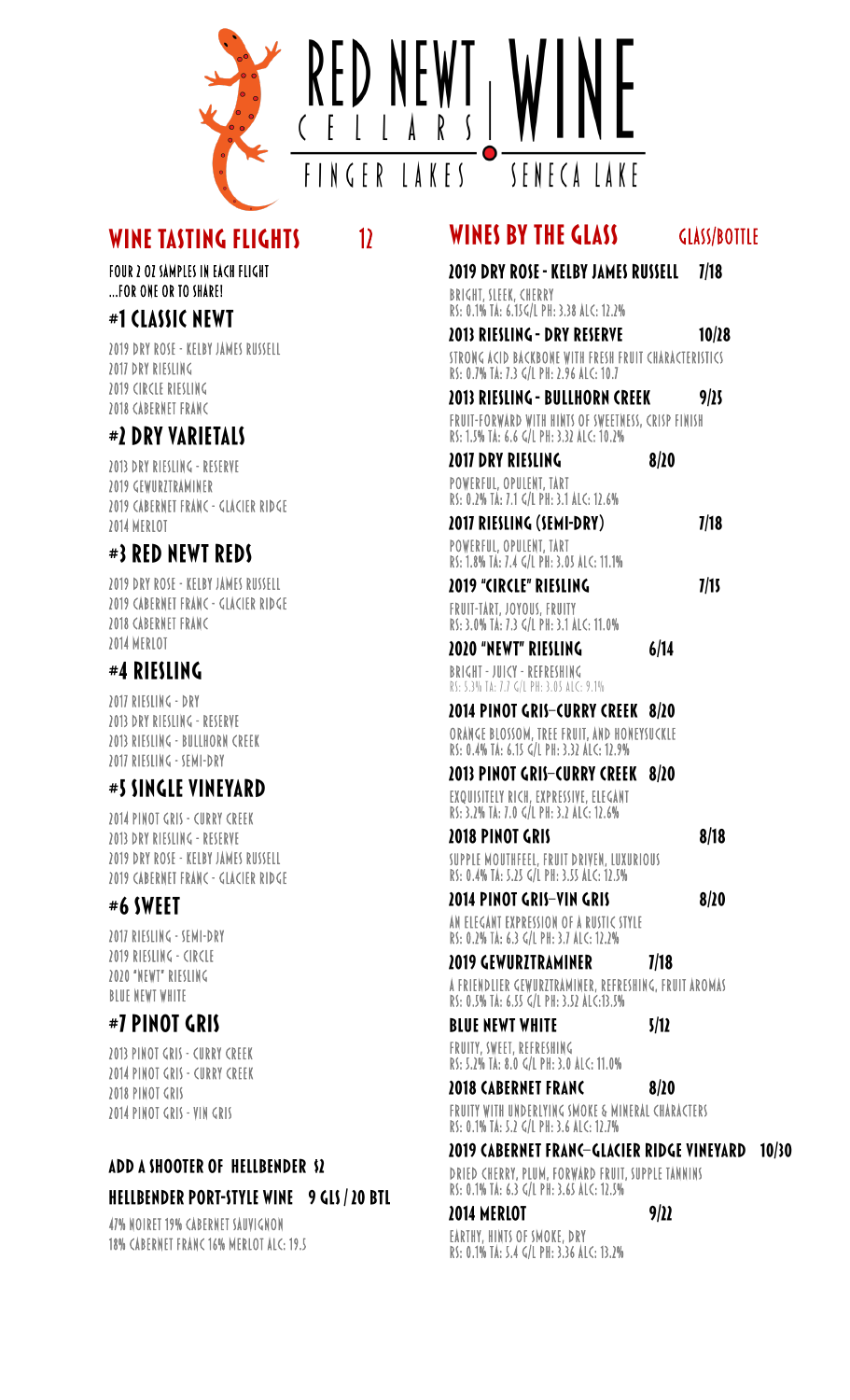# RED NEWT CELLARS | WINE

FINGER LAKES • SENECA LAKE

## WINE TASTING FLIGHTS 12

FOUR 2 OZ SAMPLES IN EACH FLIGHT
...FOR ONE OR TO SHARE!

### #1 CLASSIC NEWT

2019 DRY ROSE - KELBY JAMES RUSSELL
2017 DRY RIESLING
2019 CIRCLE RIESLING
2018 CABERNET FRANC

### #2 DRY VARIETALS

2013 DRY RIESLING - RESERVE
2019 GEWURZTRAMINER
2019 CABERNET FRANC - GLACIER RIDGE
2014 MERLOT

### #3 RED NEWT REDS

2019 DRY ROSE - KELBY JAMES RUSSELL
2019 CABERNET FRANC - GLACIER RIDGE
2018 CABERNET FRANC
2014 MERLOT

### #4 RIESLING

2017 RIESLING - DRY
2013 DRY RIESLING - RESERVE
2013 RIESLING - BULLHORN CREEK
2017 RIESLING - SEMI-DRY

### #5 SINGLE VINEYARD

2014 PINOT GRIS - CURRY CREEK
2013 DRY RIESLING - RESERVE
2019 DRY ROSE - KELBY JAMES RUSSELL
2019 CABERNET FRANC - GLACIER RIDGE

### #6 SWEET

2017 RIESLING - SEMI-DRY
2019 RIESLING - CIRCLE
2020 "NEWT" RIESLING
BLUE NEWT WHITE

### #7 PINOT GRIS

2013 PINOT GRIS - CURRY CREEK
2014 PINOT GRIS - CURRY CREEK
2018 PINOT GRIS
2014 PINOT GRIS - VIN GRIS

**ADD A SHOOTER OF HELLBENDER $2**

**HELLBENDER PORT-STYLE WINE 9 GLS / 20 BTL**

47% NOIRET 19% CABERNET SAUVIGNON
18% CABERNET FRANC 16% MERLOT ALC: 19.5

## WINES BY THE GLASS — GLASS/BOTTLE

**2019 DRY ROSE - KELBY JAMES RUSSELL 7/18**
BRIGHT, SLEEK, CHERRY
RS: 0.1% TA: 6.15G/L PH: 3.38 ALC: 12.2%

**2013 RIESLING - DRY RESERVE 10/28**
STRONG ACID BACKBONE WITH FRESH FRUIT CHARACTERISTICS
RS: 0.7% TA: 7.3 G/L PH: 2.96 ALC: 10.7

**2013 RIESLING - BULLHORN CREEK 9/25**
FRUIT-FORWARD WITH HINTS OF SWEETNESS, CRISP FINISH
RS: 1.5% TA: 6.6 G/L PH: 3.32 ALC: 10.2%

**2017 DRY RIESLING 8/20**
POWERFUL, OPULENT, TART
RS: 0.2% TA: 7.1 G/L PH: 3.1 ALC: 12.6%

**2017 RIESLING (SEMI-DRY) 7/18**
POWERFUL, OPULENT, TART
RS: 1.8% TA: 7.4 G/L PH: 3.05 ALC: 11.1%

**2019 "CIRCLE" RIESLING 7/15**
FRUIT-TART, JOYOUS, FRUITY
RS: 3.0% TA: 7.3 G/L PH: 3.1 ALC: 11.0%

**2020 "NEWT" RIESLING 6/14**
BRIGHT - JUICY - REFRESHING
RS: 5.3% TA: 7.7 G/L PH: 3.05 ALC: 9.1%

**2014 PINOT GRIS–CURRY CREEK 8/20**
ORANGE BLOSSOM, TREE FRUIT, AND HONEYSUCKLE
RS: 0.4% TA: 6.15 G/L PH: 3.32 ALC: 12.9%

**2013 PINOT GRIS–CURRY CREEK 8/20**
EXQUISITELY RICH, EXPRESSIVE, ELEGANT
RS: 3.2% TA: 7.0 G/L PH: 3.2 ALC: 12.6%

**2018 PINOT GRIS 8/18**
SUPPLE MOUTHFEEL, FRUIT DRIVEN, LUXURIOUS
RS: 0.4% TA: 5.25 G/L PH: 3.55 ALC: 12.5%

**2014 PINOT GRIS–VIN GRIS 8/20**
AN ELEGANT EXPRESSION OF A RUSTIC STYLE
RS: 0.2% TA: 6.3 G/L PH: 3.7 ALC: 12.2%

**2019 GEWURZTRAMINER 7/18**
A FRIENDLIER GEWURZTRAMINER, REFRESHING, FRUIT AROMAS
RS: 0.5% TA: 6.55 G/L PH: 3.52 ALC:13.5%

**BLUE NEWT WHITE 5/12**
FRUITY, SWEET, REFRESHING
RS: 5.2% TA: 8.0 G/L PH: 3.0 ALC: 11.0%

**2018 CABERNET FRANC 8/20**
FRUITY WITH UNDERLYING SMOKE & MINERAL CHARACTERS
RS: 0.1% TA: 5.2 G/L PH: 3.6 ALC: 12.7%

**2019 CABERNET FRANC–GLACIER RIDGE VINEYARD 10/30**
DRIED CHERRY, PLUM, FORWARD FRUIT, SUPPLE TANNINS
RS: 0.1% TA: 6.3 G/L PH: 3.65 ALC: 12.5%

**2014 MERLOT 9/22**
EARTHY, HINTS OF SMOKE, DRY
RS: 0.1% TA: 5.4 G/L PH: 3.36 ALC: 13.2%